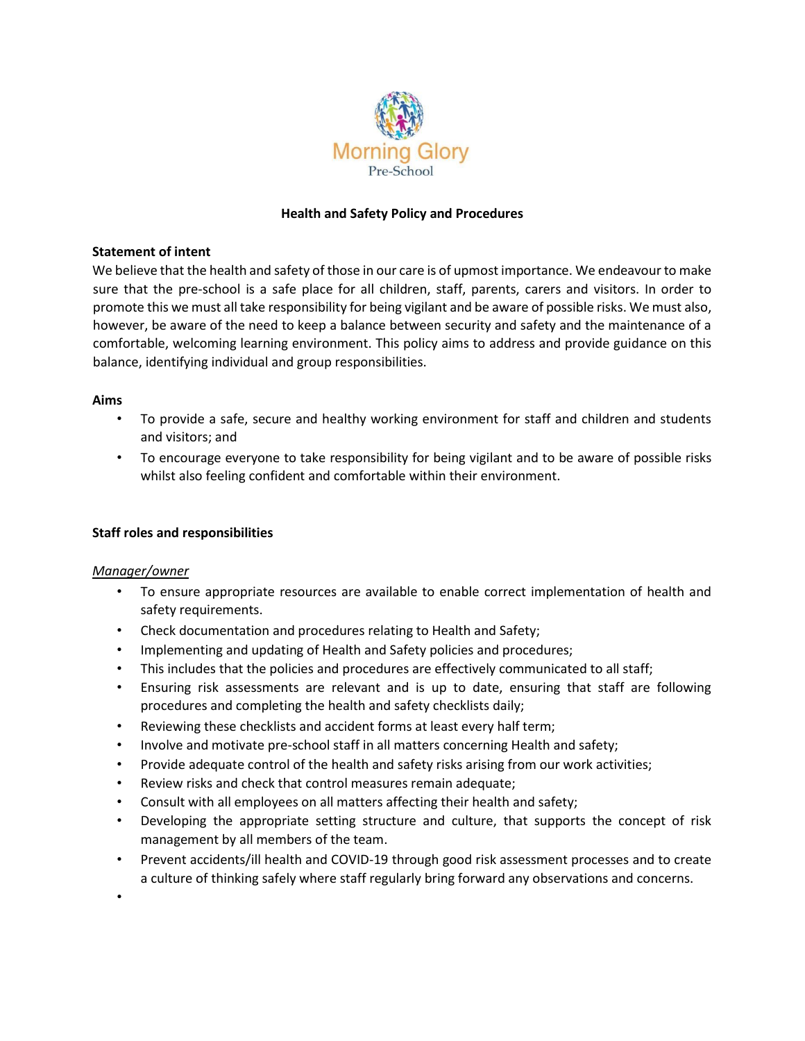Morning Glory
Pre-School

# Health and Safety Policy and Procedures

## Statement of intent

We believe that the health and safety of those in our care is of upmost importance. We endeavour to make sure that the pre-school is a safe place for all children, staff, parents, carers and visitors. In order to promote this we must all take responsibility for being vigilant and be aware of possible risks. We must also, however, be aware of the need to keep a balance between security and safety and the maintenance of a comfortable, welcoming learning environment. This policy aims to address and provide guidance on this balance, identifying individual and group responsibilities.

## Aims

- To provide a safe, secure and healthy working environment for staff and children and students and visitors; and
- To encourage everyone to take responsibility for being vigilant and to be aware of possible risks whilst also feeling confident and comfortable within their environment.

## Staff roles and responsibilities

*Manager/owner*

- To ensure appropriate resources are available to enable correct implementation of health and safety requirements.
- Check documentation and procedures relating to Health and Safety;
- Implementing and updating of Health and Safety policies and procedures;
- This includes that the policies and procedures are effectively communicated to all staff;
- Ensuring risk assessments are relevant and is up to date, ensuring that staff are following procedures and completing the health and safety checklists daily;
- Reviewing these checklists and accident forms at least every half term;
- Involve and motivate pre-school staff in all matters concerning Health and safety;
- Provide adequate control of the health and safety risks arising from our work activities;
- Review risks and check that control measures remain adequate;
- Consult with all employees on all matters affecting their health and safety;
- Developing the appropriate setting structure and culture, that supports the concept of risk management by all members of the team.
- Prevent accidents/ill health and COVID-19 through good risk assessment processes and to create a culture of thinking safely where staff regularly bring forward any observations and concerns.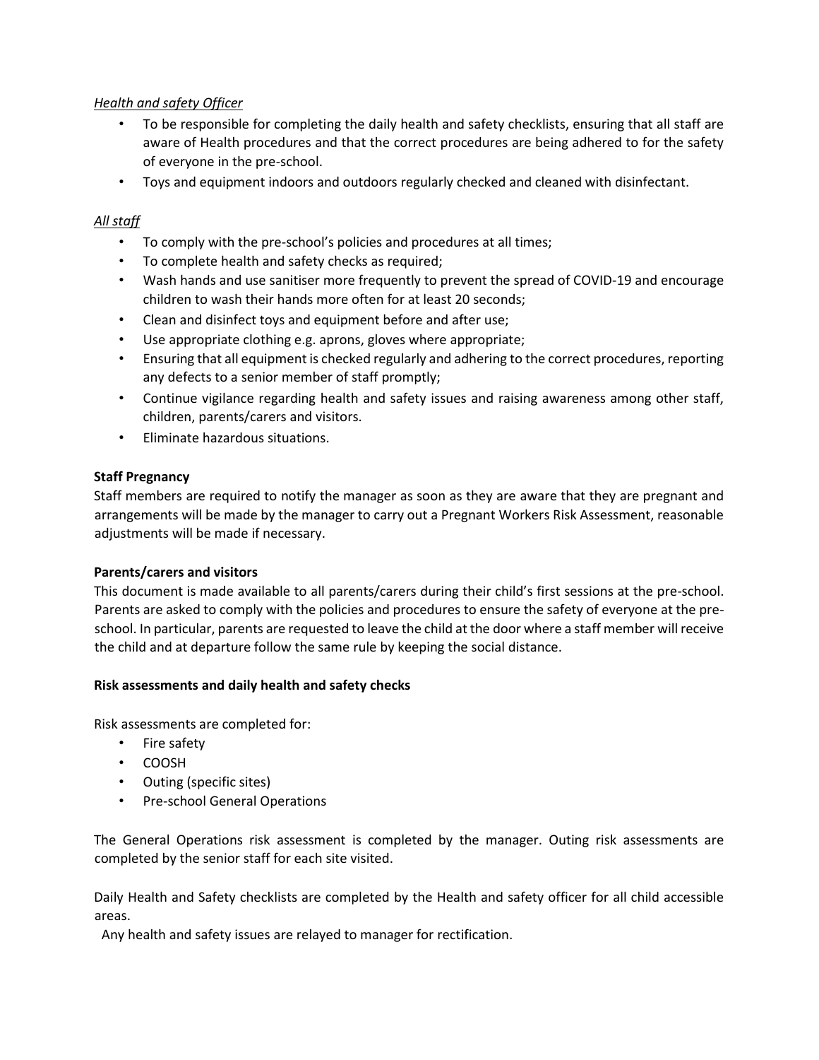*Health and safety Officer*

- To be responsible for completing the daily health and safety checklists, ensuring that all staff are aware of Health procedures and that the correct procedures are being adhered to for the safety of everyone in the pre-school.
- Toys and equipment indoors and outdoors regularly checked and cleaned with disinfectant.

*All staff*

- To comply with the pre-school's policies and procedures at all times;
- To complete health and safety checks as required;
- Wash hands and use sanitiser more frequently to prevent the spread of COVID-19 and encourage children to wash their hands more often for at least 20 seconds;
- Clean and disinfect toys and equipment before and after use;
- Use appropriate clothing e.g. aprons, gloves where appropriate;
- Ensuring that all equipment is checked regularly and adhering to the correct procedures, reporting any defects to a senior member of staff promptly;
- Continue vigilance regarding health and safety issues and raising awareness among other staff, children, parents/carers and visitors.
- Eliminate hazardous situations.

**Staff Pregnancy**

Staff members are required to notify the manager as soon as they are aware that they are pregnant and arrangements will be made by the manager to carry out a Pregnant Workers Risk Assessment, reasonable adjustments will be made if necessary.

**Parents/carers and visitors**

This document is made available to all parents/carers during their child's first sessions at the pre-school. Parents are asked to comply with the policies and procedures to ensure the safety of everyone at the pre-school. In particular, parents are requested to leave the child at the door where a staff member will receive the child and at departure follow the same rule by keeping the social distance.

**Risk assessments and daily health and safety checks**

Risk assessments are completed for:

- Fire safety
- COOSH
- Outing (specific sites)
- Pre-school General Operations

The General Operations risk assessment is completed by the manager. Outing risk assessments are completed by the senior staff for each site visited.

Daily Health and Safety checklists are completed by the Health and safety officer for all child accessible areas.

Any health and safety issues are relayed to manager for rectification.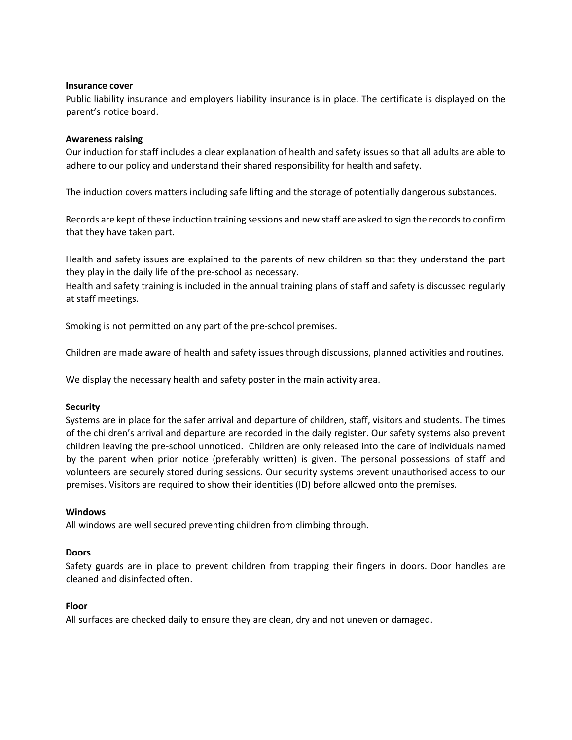**Insurance cover**

Public liability insurance and employers liability insurance is in place. The certificate is displayed on the parent's notice board.

**Awareness raising**

Our induction for staff includes a clear explanation of health and safety issues so that all adults are able to adhere to our policy and understand their shared responsibility for health and safety.

The induction covers matters including safe lifting and the storage of potentially dangerous substances.

Records are kept of these induction training sessions and new staff are asked to sign the records to confirm that they have taken part.

Health and safety issues are explained to the parents of new children so that they understand the part they play in the daily life of the pre-school as necessary.
Health and safety training is included in the annual training plans of staff and safety is discussed regularly at staff meetings.

Smoking is not permitted on any part of the pre-school premises.

Children are made aware of health and safety issues through discussions, planned activities and routines.

We display the necessary health and safety poster in the main activity area.

**Security**

Systems are in place for the safer arrival and departure of children, staff, visitors and students. The times of the children's arrival and departure are recorded in the daily register. Our safety systems also prevent children leaving the pre-school unnoticed. Children are only released into the care of individuals named by the parent when prior notice (preferably written) is given. The personal possessions of staff and volunteers are securely stored during sessions. Our security systems prevent unauthorised access to our premises. Visitors are required to show their identities (ID) before allowed onto the premises.

**Windows**

All windows are well secured preventing children from climbing through.

**Doors**

Safety guards are in place to prevent children from trapping their fingers in doors. Door handles are cleaned and disinfected often.

**Floor**

All surfaces are checked daily to ensure they are clean, dry and not uneven or damaged.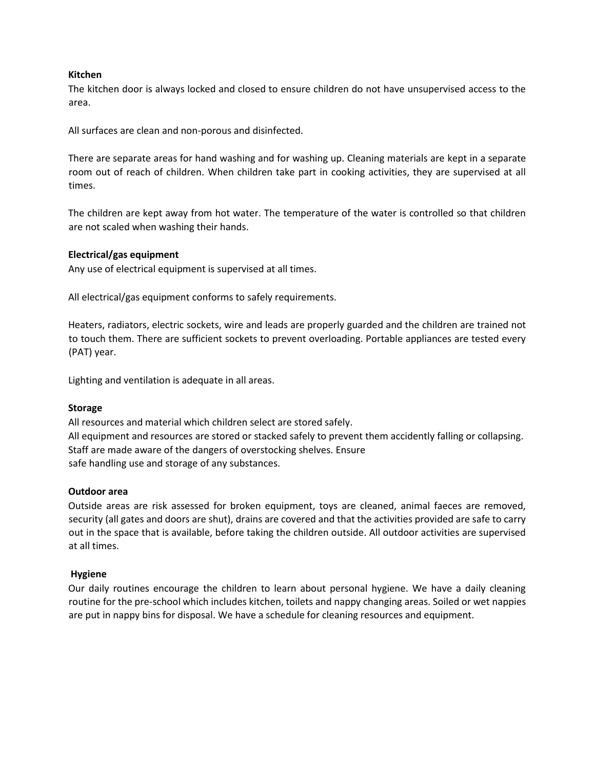**Kitchen**

The kitchen door is always locked and closed to ensure children do not have unsupervised access to the area.

All surfaces are clean and non-porous and disinfected.

There are separate areas for hand washing and for washing up. Cleaning materials are kept in a separate room out of reach of children. When children take part in cooking activities, they are supervised at all times.

The children are kept away from hot water. The temperature of the water is controlled so that children are not scaled when washing their hands.

**Electrical/gas equipment**

Any use of electrical equipment is supervised at all times.

All electrical/gas equipment conforms to safely requirements.

Heaters, radiators, electric sockets, wire and leads are properly guarded and the children are trained not to touch them. There are sufficient sockets to prevent overloading. Portable appliances are tested every (PAT) year.

Lighting and ventilation is adequate in all areas.

**Storage**

All resources and material which children select are stored safely.
All equipment and resources are stored or stacked safely to prevent them accidently falling or collapsing.
Staff are made aware of the dangers of overstocking shelves. Ensure
safe handling use and storage of any substances.

**Outdoor area**

Outside areas are risk assessed for broken equipment, toys are cleaned, animal faeces are removed, security (all gates and doors are shut), drains are covered and that the activities provided are safe to carry out in the space that is available, before taking the children outside. All outdoor activities are supervised at all times.

**Hygiene**

Our daily routines encourage the children to learn about personal hygiene. We have a daily cleaning routine for the pre-school which includes kitchen, toilets and nappy changing areas. Soiled or wet nappies are put in nappy bins for disposal. We have a schedule for cleaning resources and equipment.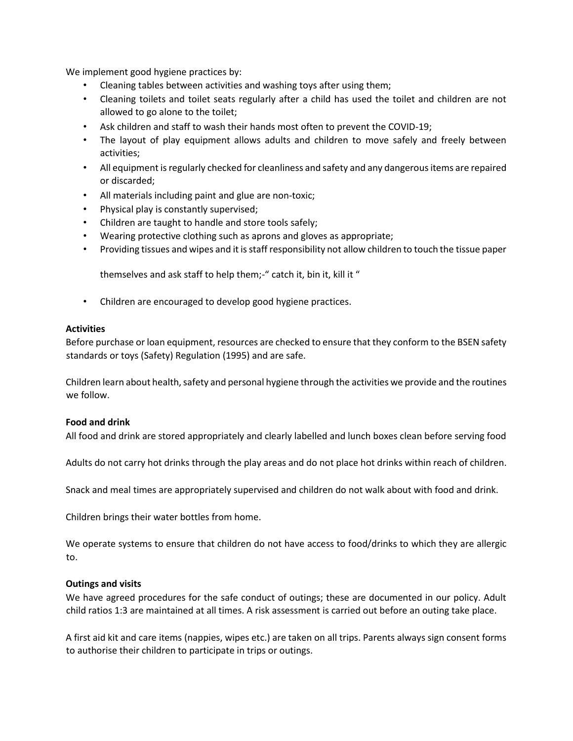We implement good hygiene practices by:

- Cleaning tables between activities and washing toys after using them;
- Cleaning toilets and toilet seats regularly after a child has used the toilet and children are not allowed to go alone to the toilet;
- Ask children and staff to wash their hands most often to prevent the COVID-19;
- The layout of play equipment allows adults and children to move safely and freely between activities;
- All equipment is regularly checked for cleanliness and safety and any dangerous items are repaired or discarded;
- All materials including paint and glue are non-toxic;
- Physical play is constantly supervised;
- Children are taught to handle and store tools safely;
- Wearing protective clothing such as aprons and gloves as appropriate;
- Providing tissues and wipes and it is staff responsibility not allow children to touch the tissue paper

  themselves and ask staff to help them;-" catch it, bin it, kill it "

- Children are encouraged to develop good hygiene practices.

**Activities**

Before purchase or loan equipment, resources are checked to ensure that they conform to the BSEN safety standards or toys (Safety) Regulation (1995) and are safe.

Children learn about health, safety and personal hygiene through the activities we provide and the routines we follow.

**Food and drink**

All food and drink are stored appropriately and clearly labelled and lunch boxes clean before serving food

Adults do not carry hot drinks through the play areas and do not place hot drinks within reach of children.

Snack and meal times are appropriately supervised and children do not walk about with food and drink.

Children brings their water bottles from home.

We operate systems to ensure that children do not have access to food/drinks to which they are allergic to.

**Outings and visits**

We have agreed procedures for the safe conduct of outings; these are documented in our policy. Adult child ratios 1:3 are maintained at all times. A risk assessment is carried out before an outing take place.

A first aid kit and care items (nappies, wipes etc.) are taken on all trips. Parents always sign consent forms to authorise their children to participate in trips or outings.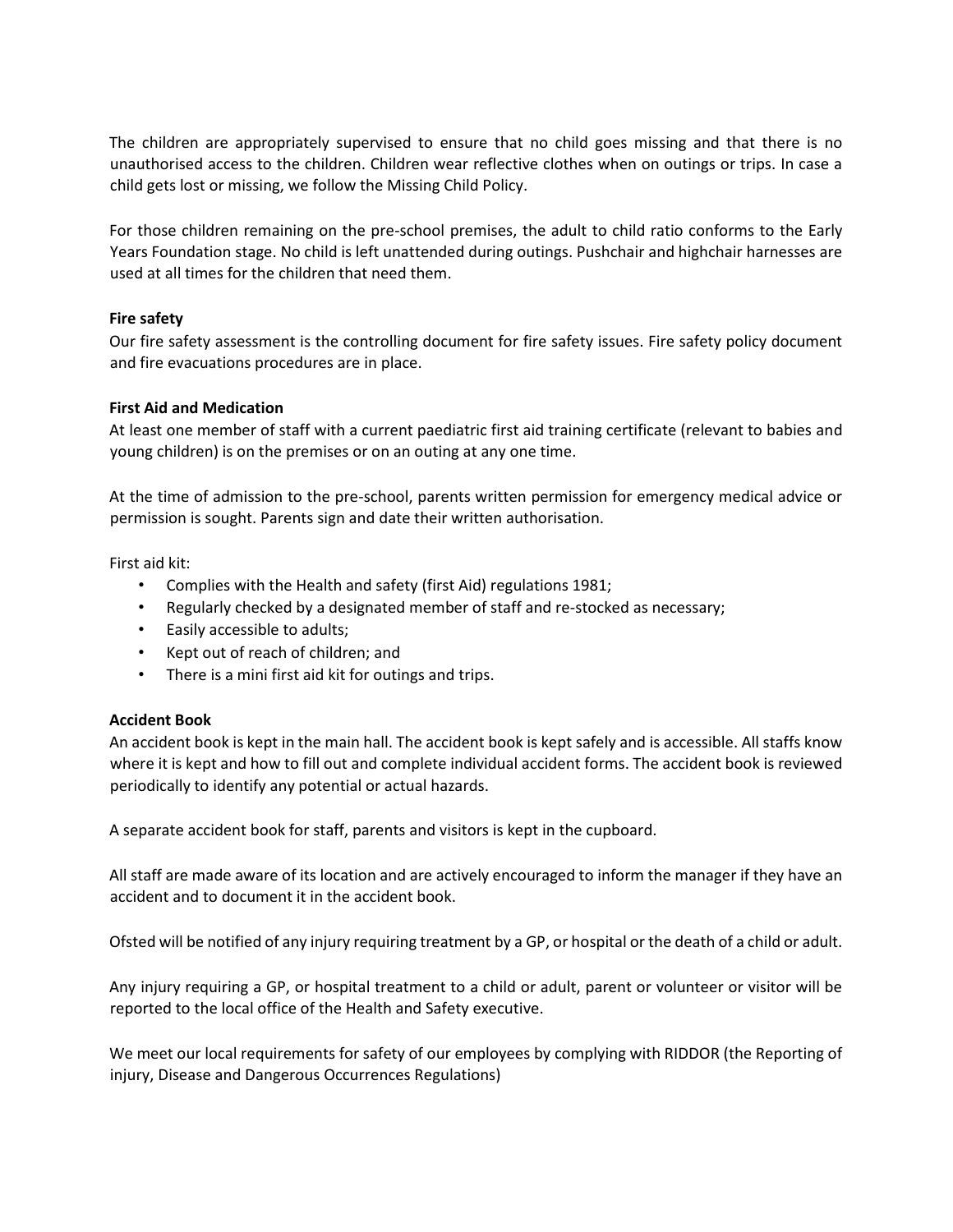The children are appropriately supervised to ensure that no child goes missing and that there is no unauthorised access to the children. Children wear reflective clothes when on outings or trips. In case a child gets lost or missing, we follow the Missing Child Policy.

For those children remaining on the pre-school premises, the adult to child ratio conforms to the Early Years Foundation stage. No child is left unattended during outings. Pushchair and highchair harnesses are used at all times for the children that need them.

**Fire safety**

Our fire safety assessment is the controlling document for fire safety issues. Fire safety policy document and fire evacuations procedures are in place.

**First Aid and Medication**

At least one member of staff with a current paediatric first aid training certificate (relevant to babies and young children) is on the premises or on an outing at any one time.

At the time of admission to the pre-school, parents written permission for emergency medical advice or permission is sought. Parents sign and date their written authorisation.

First aid kit:

- Complies with the Health and safety (first Aid) regulations 1981;
- Regularly checked by a designated member of staff and re-stocked as necessary;
- Easily accessible to adults;
- Kept out of reach of children; and
- There is a mini first aid kit for outings and trips.

**Accident Book**

An accident book is kept in the main hall. The accident book is kept safely and is accessible. All staffs know where it is kept and how to fill out and complete individual accident forms. The accident book is reviewed periodically to identify any potential or actual hazards.

A separate accident book for staff, parents and visitors is kept in the cupboard.

All staff are made aware of its location and are actively encouraged to inform the manager if they have an accident and to document it in the accident book.

Ofsted will be notified of any injury requiring treatment by a GP, or hospital or the death of a child or adult.

Any injury requiring a GP, or hospital treatment to a child or adult, parent or volunteer or visitor will be reported to the local office of the Health and Safety executive.

We meet our local requirements for safety of our employees by complying with RIDDOR (the Reporting of injury, Disease and Dangerous Occurrences Regulations)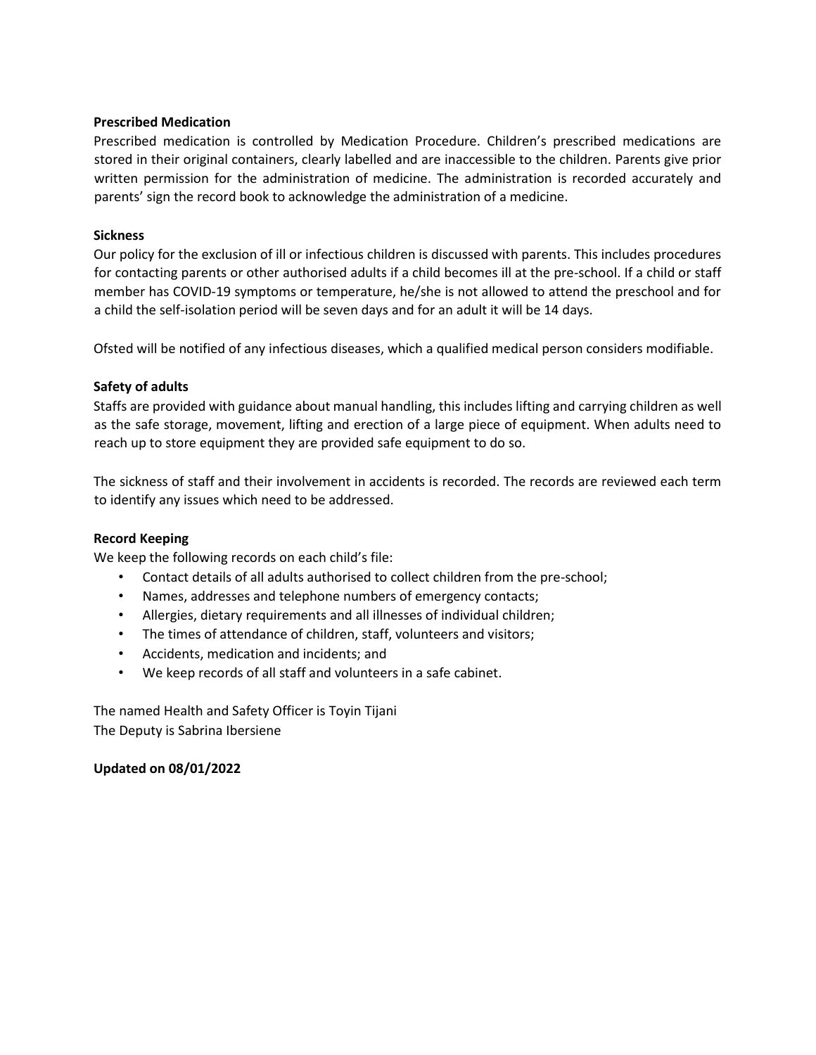**Prescribed Medication**

Prescribed medication is controlled by Medication Procedure. Children's prescribed medications are stored in their original containers, clearly labelled and are inaccessible to the children. Parents give prior written permission for the administration of medicine. The administration is recorded accurately and parents' sign the record book to acknowledge the administration of a medicine.

**Sickness**

Our policy for the exclusion of ill or infectious children is discussed with parents. This includes procedures for contacting parents or other authorised adults if a child becomes ill at the pre-school. If a child or staff member has COVID-19 symptoms or temperature, he/she is not allowed to attend the preschool and for a child the self-isolation period will be seven days and for an adult it will be 14 days.

Ofsted will be notified of any infectious diseases, which a qualified medical person considers modifiable.

**Safety of adults**

Staffs are provided with guidance about manual handling, this includes lifting and carrying children as well as the safe storage, movement, lifting and erection of a large piece of equipment. When adults need to reach up to store equipment they are provided safe equipment to do so.

The sickness of staff and their involvement in accidents is recorded. The records are reviewed each term to identify any issues which need to be addressed.

**Record Keeping**

We keep the following records on each child's file:

- Contact details of all adults authorised to collect children from the pre-school;
- Names, addresses and telephone numbers of emergency contacts;
- Allergies, dietary requirements and all illnesses of individual children;
- The times of attendance of children, staff, volunteers and visitors;
- Accidents, medication and incidents; and
- We keep records of all staff and volunteers in a safe cabinet.

The named Health and Safety Officer is Toyin Tijani
The Deputy is Sabrina Ibersiene

**Updated on 08/01/2022**